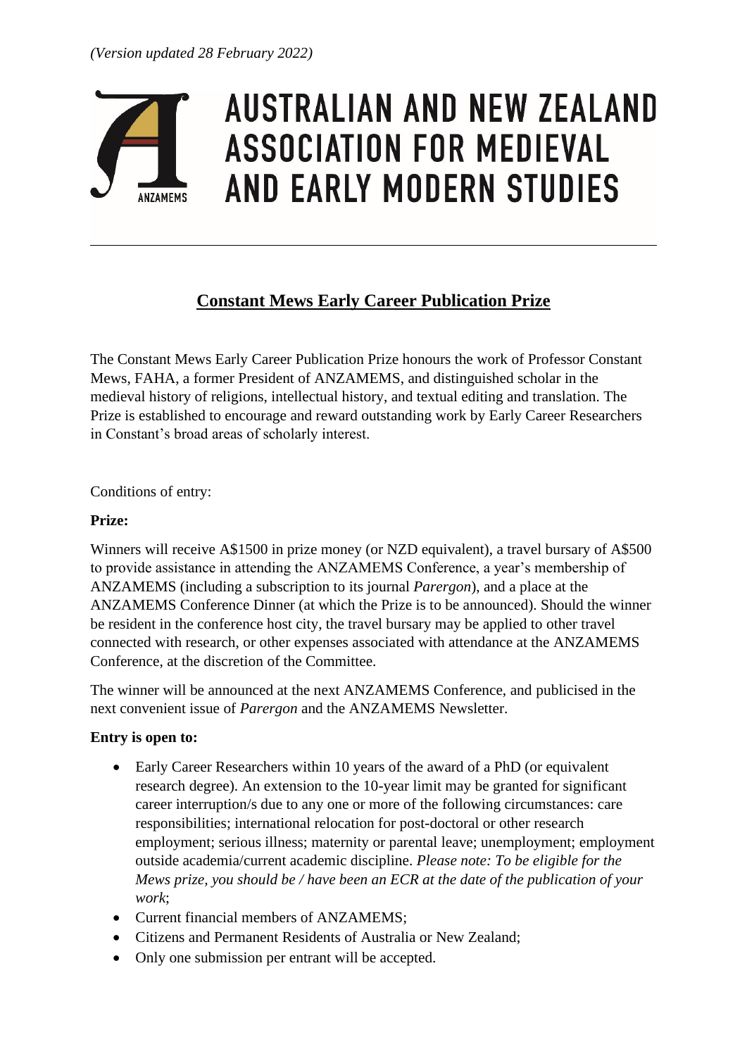*(Version updated 28 February 2022)*

# AUSTRALIAN AND NEW ZEALAND ASSOCIATION FOR MEDIEVAL AND EARLY MODERN STUDIES

ANZAMEMS

---

## Constant Mews Early Career Publication Prize

The Constant Mews Early Career Publication Prize honours the work of Professor Constant Mews, FAHA, a former President of ANZAMEMS, and distinguished scholar in the medieval history of religions, intellectual history, and textual editing and translation. The Prize is established to encourage and reward outstanding work by Early Career Researchers in Constant's broad areas of scholarly interest.

Conditions of entry:

**Prize:**

Winners will receive A$1500 in prize money (or NZD equivalent), a travel bursary of A$500 to provide assistance in attending the ANZAMEMS Conference, a year's membership of ANZAMEMS (including a subscription to its journal *Parergon*), and a place at the ANZAMEMS Conference Dinner (at which the Prize is to be announced). Should the winner be resident in the conference host city, the travel bursary may be applied to other travel connected with research, or other expenses associated with attendance at the ANZAMEMS Conference, at the discretion of the Committee.

The winner will be announced at the next ANZAMEMS Conference, and publicised in the next convenient issue of *Parergon* and the ANZAMEMS Newsletter.

**Entry is open to:**

- Early Career Researchers within 10 years of the award of a PhD (or equivalent research degree). An extension to the 10-year limit may be granted for significant career interruption/s due to any one or more of the following circumstances: care responsibilities; international relocation for post-doctoral or other research employment; serious illness; maternity or parental leave; unemployment; employment outside academia/current academic discipline. *Please note: To be eligible for the Mews prize, you should be / have been an ECR at the date of the publication of your work*;
- Current financial members of ANZAMEMS;
- Citizens and Permanent Residents of Australia or New Zealand;
- Only one submission per entrant will be accepted.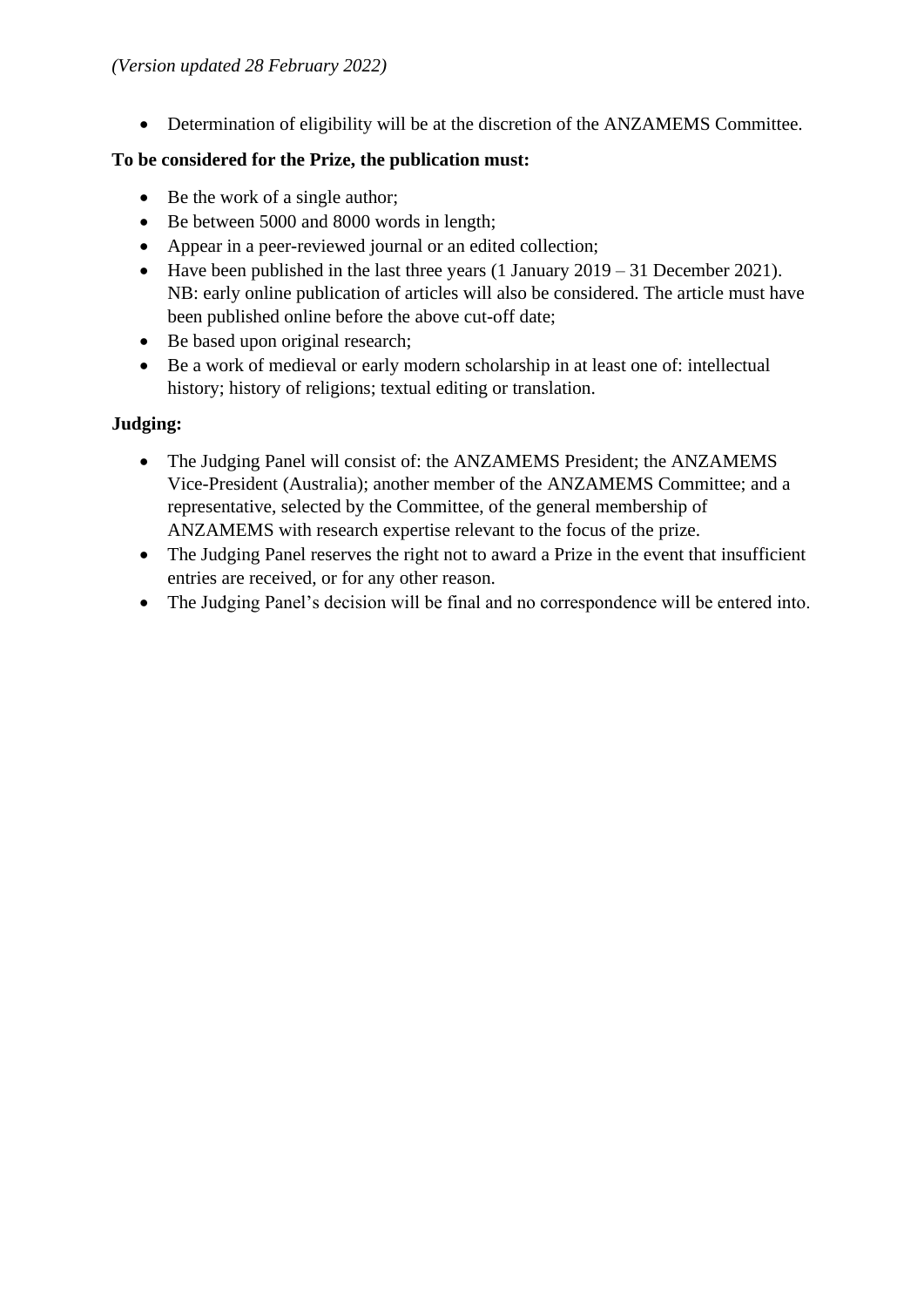*(Version updated 28 February 2022)*

- Determination of eligibility will be at the discretion of the ANZAMEMS Committee.

**To be considered for the Prize, the publication must:**

- Be the work of a single author;
- Be between 5000 and 8000 words in length;
- Appear in a peer-reviewed journal or an edited collection;
- Have been published in the last three years (1 January 2019 – 31 December 2021). NB: early online publication of articles will also be considered. The article must have been published online before the above cut-off date;
- Be based upon original research;
- Be a work of medieval or early modern scholarship in at least one of: intellectual history; history of religions; textual editing or translation.

**Judging:**

- The Judging Panel will consist of: the ANZAMEMS President; the ANZAMEMS Vice-President (Australia); another member of the ANZAMEMS Committee; and a representative, selected by the Committee, of the general membership of ANZAMEMS with research expertise relevant to the focus of the prize.
- The Judging Panel reserves the right not to award a Prize in the event that insufficient entries are received, or for any other reason.
- The Judging Panel's decision will be final and no correspondence will be entered into.